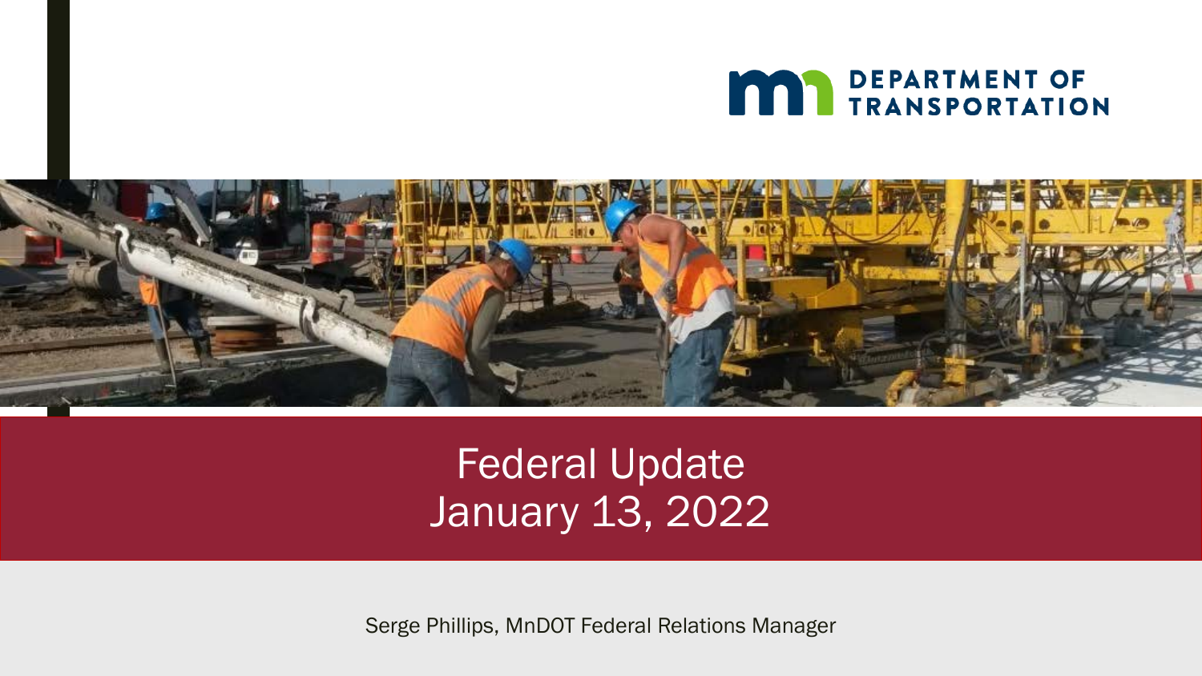DEPARTMENT OF TRANSPORTATION

# Federal Update
# January 13, 2022

Serge Phillips, MnDOT Federal Relations Manager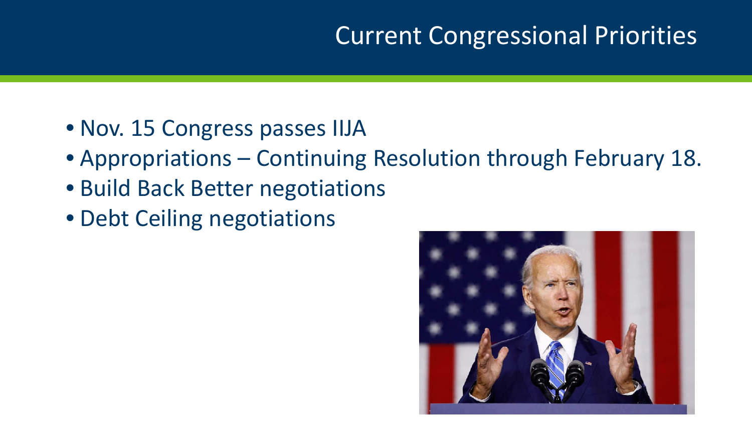# Current Congressional Priorities

- Nov. 15 Congress passes IIJA
- Appropriations – Continuing Resolution through February 18.
- Build Back Better negotiations
- Debt Ceiling negotiations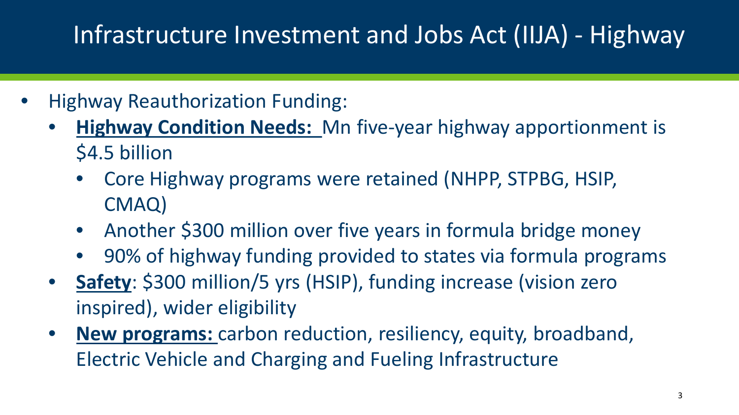# Infrastructure Investment and Jobs Act (IIJA) - Highway

- Highway Reauthorization Funding:
  - **Highway Condition Needs:** Mn five-year highway apportionment is $4.5 billion
    - Core Highway programs were retained (NHPP, STPBG, HSIP, CMAQ)
    - Another $300 million over five years in formula bridge money
    - 90% of highway funding provided to states via formula programs
  - **Safety**: $300 million/5 yrs (HSIP), funding increase (vision zero inspired), wider eligibility
  - **New programs:** carbon reduction, resiliency, equity, broadband, Electric Vehicle and Charging and Fueling Infrastructure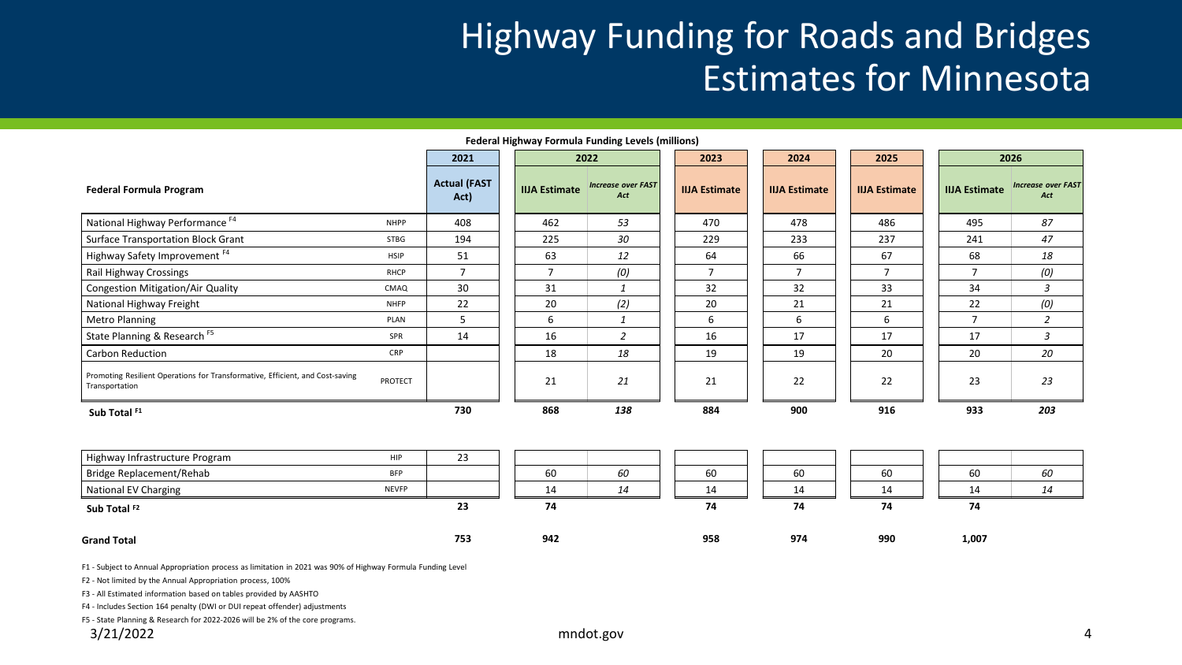# Highway Funding for Roads and Bridges Estimates for Minnesota

**Federal Highway Formula Funding Levels (millions)**

| Federal Formula Program | | 2021 | 2022 | | 2023 | 2024 | 2025 | 2026 | |
|---|---|---|---|---|---|---|---|---|---|
| | | **Actual (FAST Act)** | **IIJA Estimate** | ***Increase over FAST Act*** | **IIJA Estimate** | **IIJA Estimate** | **IIJA Estimate** | **IIJA Estimate** | ***Increase over FAST Act*** |
| National Highway Performance [F4] | NHPP | 408 | 462 | *53* | 470 | 478 | 486 | 495 | *87* |
| Surface Transportation Block Grant | STBG | 194 | 225 | *30* | 229 | 233 | 237 | 241 | *47* |
| Highway Safety Improvement [F4] | HSIP | 51 | 63 | *12* | 64 | 66 | 67 | 68 | *18* |
| Rail Highway Crossings | RHCP | 7 | 7 | *(0)* | 7 | 7 | 7 | 7 | *(0)* |
| Congestion Mitigation/Air Quality | CMAQ | 30 | 31 | *1* | 32 | 32 | 33 | 34 | *3* |
| National Highway Freight | NHFP | 22 | 20 | *(2)* | 20 | 21 | 21 | 22 | *(0)* |
| Metro Planning | PLAN | 5 | 6 | *1* | 6 | 6 | 6 | 7 | *2* |
| State Planning & Research [F5] | SPR | 14 | 16 | *2* | 16 | 17 | 17 | 17 | *3* |
| Carbon Reduction | CRP | | 18 | *18* | 19 | 19 | 20 | 20 | *20* |
| Promoting Resilient Operations for Transformative, Efficient, and Cost-saving Transportation | PROTECT | | 21 | *21* | 21 | 22 | 22 | 23 | *23* |
| **Sub Total [F1]** | | **730** | **868** | ***138*** | **884** | **900** | **916** | **933** | ***203*** |
| Highway Infrastructure Program | HIP | 23 | | | | | | | |
| Bridge Replacement/Rehab | BFP | | 60 | *60* | 60 | 60 | 60 | 60 | *60* |
| National EV Charging | NEVFP | | 14 | *14* | 14 | 14 | 14 | 14 | *14* |
| **Sub Total [F2]** | | **23** | **74** | | **74** | **74** | **74** | **74** | |
| **Grand Total** | | **753** | **942** | | **958** | **974** | **990** | **1,007** | |

F1 - Subject to Annual Appropriation process as limitation in 2021 was 90% of Highway Formula Funding Level

F2 - Not limited by the Annual Appropriation process, 100%

F3 - All Estimated information based on tables provided by AASHTO

F4 - Includes Section 164 penalty (DWI or DUI repeat offender) adjustments

F5 - State Planning & Research for 2022-2026 will be 2% of the core programs.

3/21/2022

mndot.gov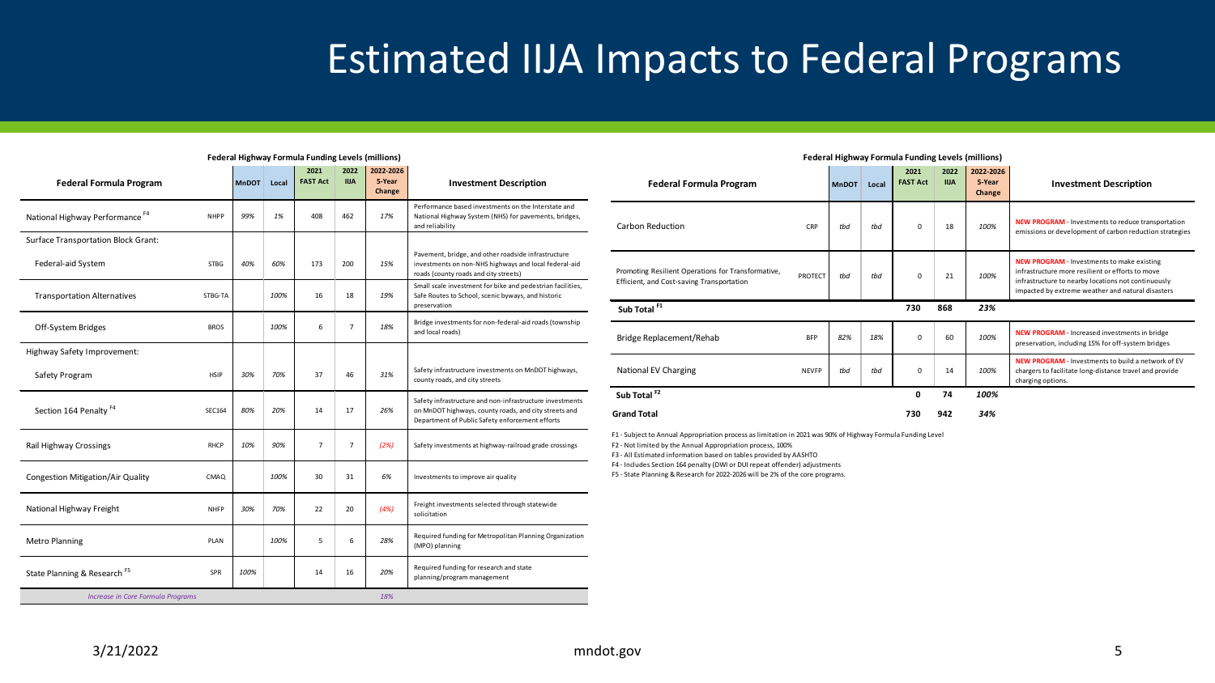# Estimated IIJA Impacts to Federal Programs

**Federal Highway Formula Funding Levels (millions)**

| Federal Formula Program | | MnDOT | Local | 2021 FAST Act | 2022 IIJA | 2022-2026 5-Year Change | Investment Description |
|---|---|---|---|---|---|---|---|
| National Highway Performance [F4] | NHPP | 99% | 1% | 408 | 462 | 17% | Performance based investments on the Interstate and National Highway System (NHS) for pavements, bridges, and reliability |
| Surface Transportation Block Grant: | | | | | | | |
| Federal-aid System | STBG | 40% | 60% | 173 | 200 | 15% | Pavement, bridge, and other roadside infrastructure investments on non-NHS highways and local federal-aid roads (county roads and city streets) |
| Transportation Alternatives | STBG-TA | | 100% | 16 | 18 | 19% | Small scale investment for bike and pedestrian facilities, Safe Routes to School, scenic byways, and historic preservation |
| Off-System Bridges | BROS | | 100% | 6 | 7 | 18% | Bridge investments for non-federal-aid roads (township and local roads) |
| Highway Safety Improvement: | | | | | | | |
| Safety Program | HSIP | 30% | 70% | 37 | 46 | 31% | Safety infrastructure investments on MnDOT highways, county roads, and city streets |
| Section 164 Penalty [F4] | SEC164 | 80% | 20% | 14 | 17 | 26% | Safety infrastructure and non-infrastructure investments on MnDOT highways, county roads, and city streets and Department of Public Safety enforcement efforts |
| Rail Highway Crossings | RHCP | 10% | 90% | 7 | 7 | (2%) | Safety investments at highway-railroad grade crossings |
| Congestion Mitigation/Air Quality | CMAQ | | 100% | 30 | 31 | 6% | Investments to improve air quality |
| National Highway Freight | NHFP | 30% | 70% | 22 | 20 | (4%) | Freight investments selected through statewide solicitation |
| Metro Planning | PLAN | | 100% | 5 | 6 | 28% | Required funding for Metropolitan Planning Organization (MPO) planning |
| State Planning & Research [F5] | SPR | 100% | | 14 | 16 | 20% | Required funding for research and state planning/program management |
| *Increase in Core Formula Programs* | | | | | | *18%* | |

**Federal Highway Formula Funding Levels (millions)**

| Federal Formula Program | | MnDOT | Local | 2021 FAST Act | 2022 IIJA | 2022-2026 5-Year Change | Investment Description |
|---|---|---|---|---|---|---|---|
| Carbon Reduction | CRP | tbd | tbd | 0 | 18 | 100% | **NEW PROGRAM** - Investments to reduce transportation emissions or development of carbon reduction strategies |
| Promoting Resilient Operations for Transformative, Efficient, and Cost-saving Transportation | PROTECT | tbd | tbd | 0 | 21 | 100% | **NEW PROGRAM** - Investments to make existing infrastructure more resilient or efforts to move infrastructure to nearby locations not continuously impacted by extreme weather and natural disasters |
| **Sub Total [F1]** | | | | **730** | **868** | **23%** | |
| Bridge Replacement/Rehab | BFP | 82% | 18% | 0 | 60 | 100% | **NEW PROGRAM** - Increased investments in bridge preservation, including 15% for off-system bridges |
| National EV Charging | NEVFP | tbd | tbd | 0 | 14 | 100% | **NEW PROGRAM** - Investments to build a network of EV chargers to facilitate long-distance travel and provide charging options. |
| **Sub Total [F2]** | | | | **0** | **74** | **100%** | |
| **Grand Total** | | | | **730** | **942** | **34%** | |

F1 - Subject to Annual Appropriation process as limitation in 2021 was 90% of Highway Formula Funding Level

F2 - Not limited by the Annual Appropriation process, 100%

F3 - All Estimated information based on tables provided by AASHTO

F4 - Includes Section 164 penalty (DWI or DUI repeat offender) adjustments

F5 - State Planning & Research for 2022-2026 will be 2% of the core programs.

3/21/2022

mndot.gov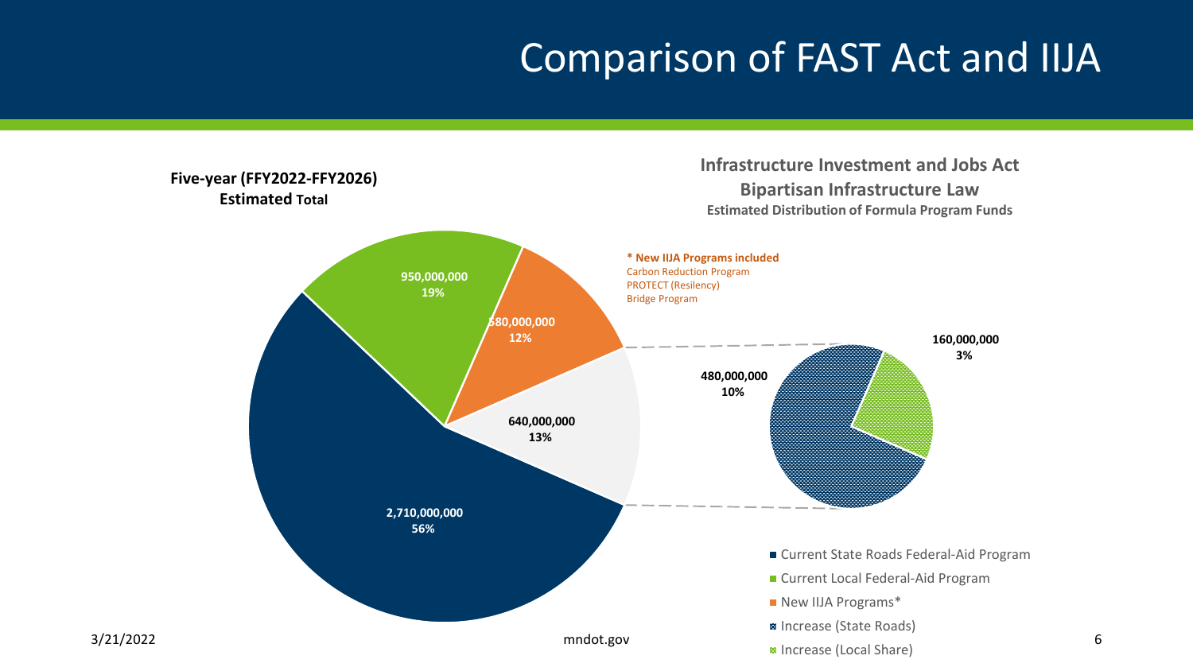# Comparison of FAST Act and IIJA

**Five-year (FFY2022-FFY2026) Estimated Total**

**Infrastructure Investment and Jobs Act**
**Bipartisan Infrastructure Law**
**Estimated Distribution of Formula Program Funds**

**\* New IIJA Programs included**
Carbon Reduction Program
PROTECT (Resiliency)
Bridge Program

| Category | Amount | Share |
| --- | --- | --- |
| Current State Roads Federal-Aid Program | 2,710,000,000 | 56% |
| Current Local Federal-Aid Program | 950,000,000 | 19% |
| New IIJA Programs* | 580,000,000 | 12% |
| Increase (State Roads + Local Share) | 640,000,000 | 13% |
| Increase (State Roads) | 480,000,000 | 10% |
| Increase (Local Share) | 160,000,000 | 3% |

3/21/2022

mndot.gov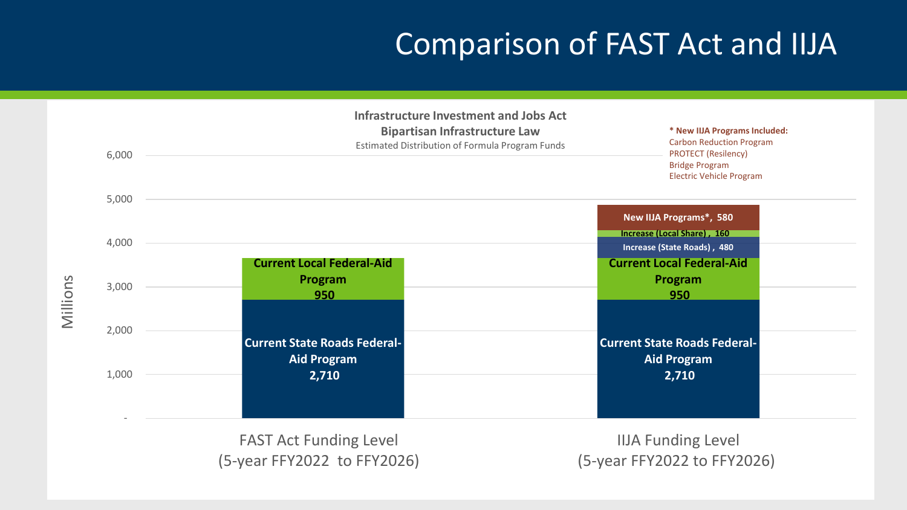# Comparison of FAST Act and IIJA

**Infrastructure Investment and Jobs Act**
**Bipartisan Infrastructure Law**
Estimated Distribution of Formula Program Funds

**\* New IIJA Programs Included:**
- Carbon Reduction Program
- PROTECT (Resiliency)
- Bridge Program
- Electric Vehicle Program

Millions

| Component | FAST Act Funding Level (5-year FFY2022 to FFY2026) | IIJA Funding Level (5-year FFY2022 to FFY2026) |
|---|---|---|
| Current State Roads Federal-Aid Program | 2,710 | 2,710 |
| Current Local Federal-Aid Program | 950 | 950 |
| Increase (State Roads) | | 480 |
| Increase (Local Share) | | 160 |
| New IIJA Programs* | | 580 |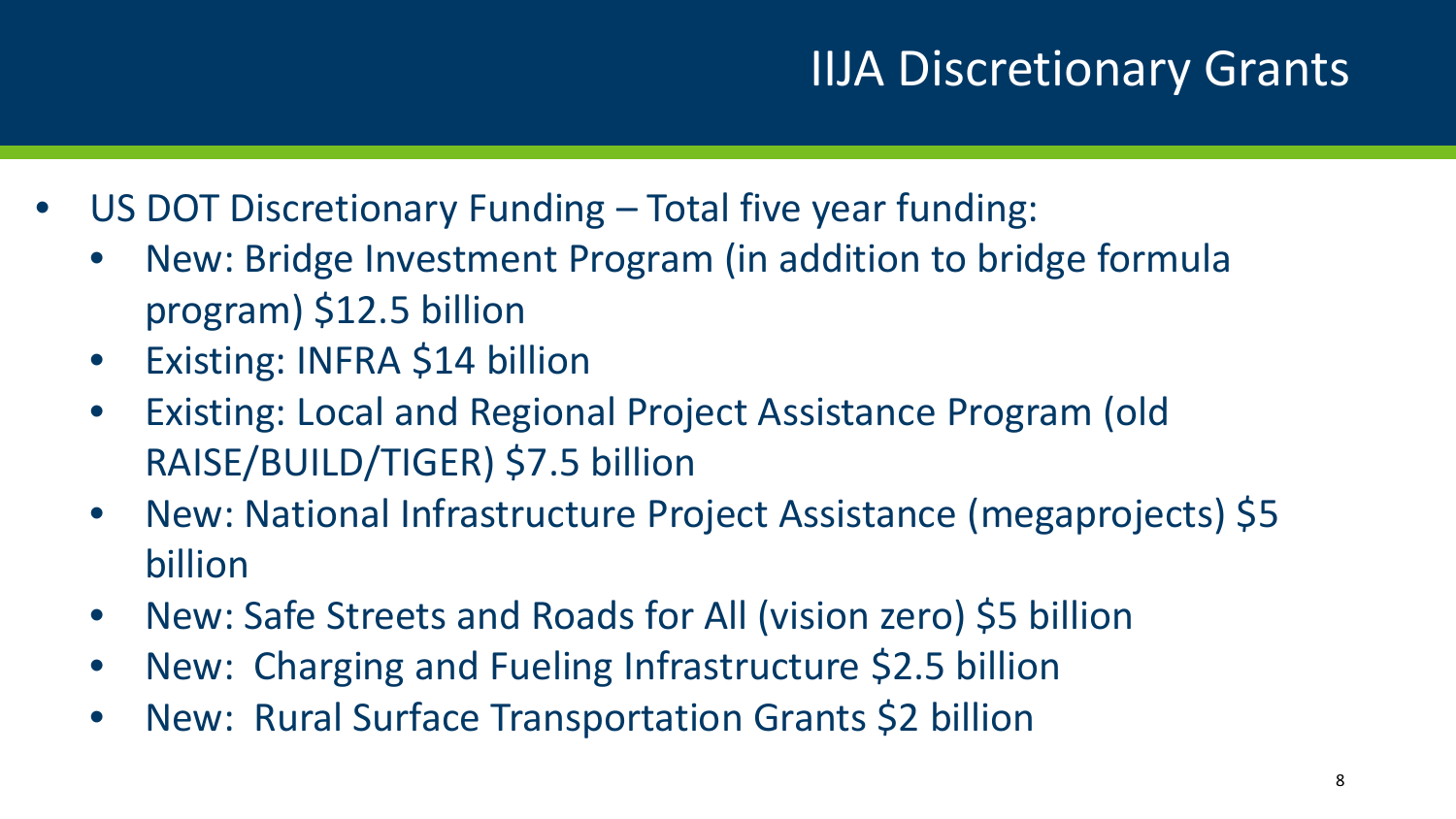# IIJA Discretionary Grants

- US DOT Discretionary Funding – Total five year funding:
  - New: Bridge Investment Program (in addition to bridge formula program) $12.5 billion
  - Existing: INFRA $14 billion
  - Existing: Local and Regional Project Assistance Program (old RAISE/BUILD/TIGER) $7.5 billion
  - New: National Infrastructure Project Assistance (megaprojects) $5 billion
  - New: Safe Streets and Roads for All (vision zero) $5 billion
  - New: Charging and Fueling Infrastructure $2.5 billion
  - New: Rural Surface Transportation Grants $2 billion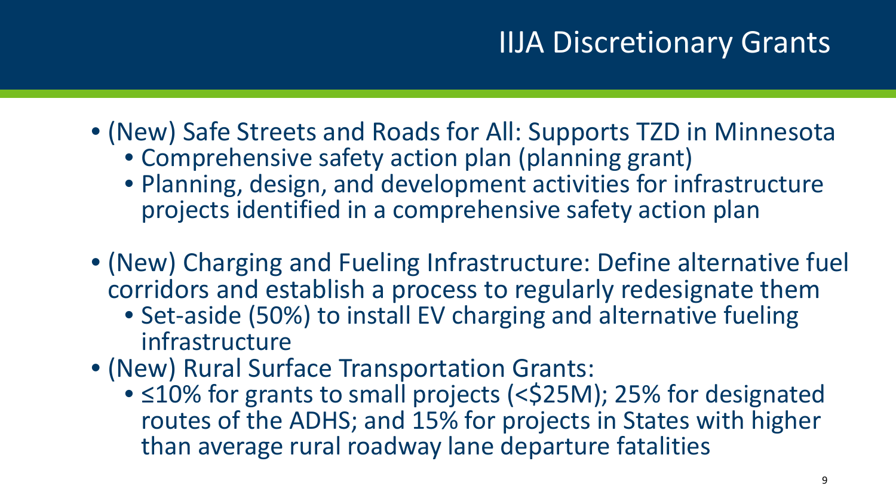# IIJA Discretionary Grants

- (New) Safe Streets and Roads for All: Supports TZD in Minnesota
  - Comprehensive safety action plan (planning grant)
  - Planning, design, and development activities for infrastructure projects identified in a comprehensive safety action plan
- (New) Charging and Fueling Infrastructure: Define alternative fuel corridors and establish a process to regularly redesignate them
  - Set-aside (50%) to install EV charging and alternative fueling infrastructure
- (New) Rural Surface Transportation Grants:
  - ≤10% for grants to small projects (<$25M); 25% for designated routes of the ADHS; and 15% for projects in States with higher than average rural roadway lane departure fatalities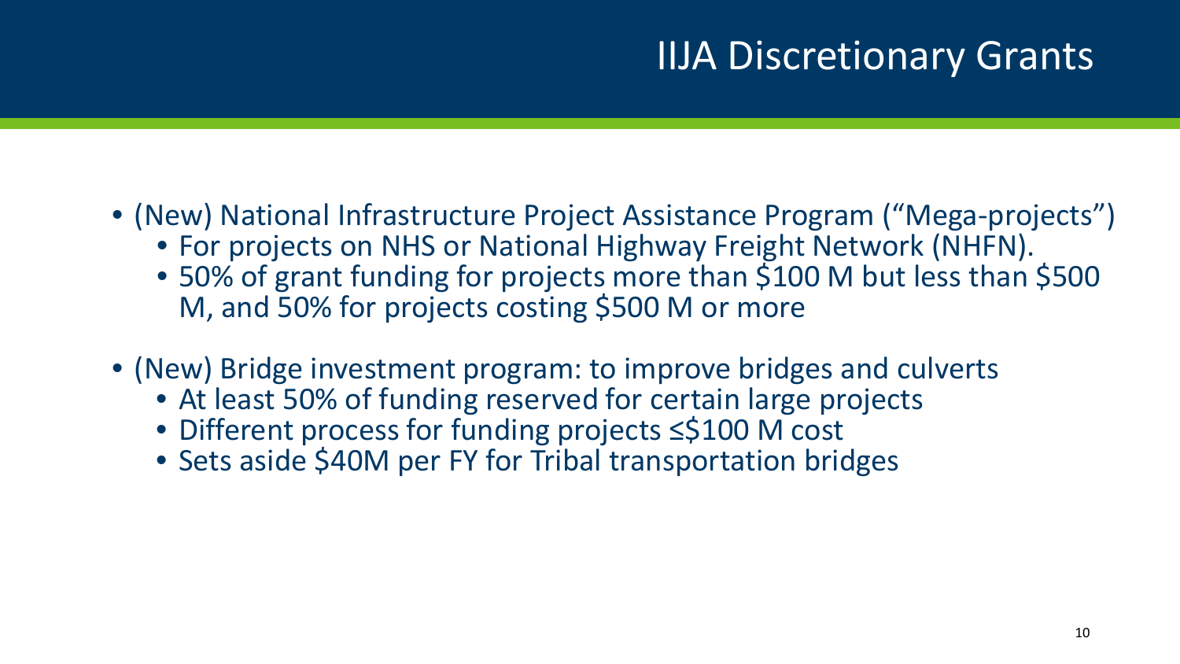# IIJA Discretionary Grants

- (New) National Infrastructure Project Assistance Program ("Mega-projects")
  - For projects on NHS or National Highway Freight Network (NHFN).
  - 50% of grant funding for projects more than $100 M but less than $500 M, and 50% for projects costing $500 M or more
- (New) Bridge investment program: to improve bridges and culverts
  - At least 50% of funding reserved for certain large projects
  - Different process for funding projects ≤$100 M cost
  - Sets aside $40M per FY for Tribal transportation bridges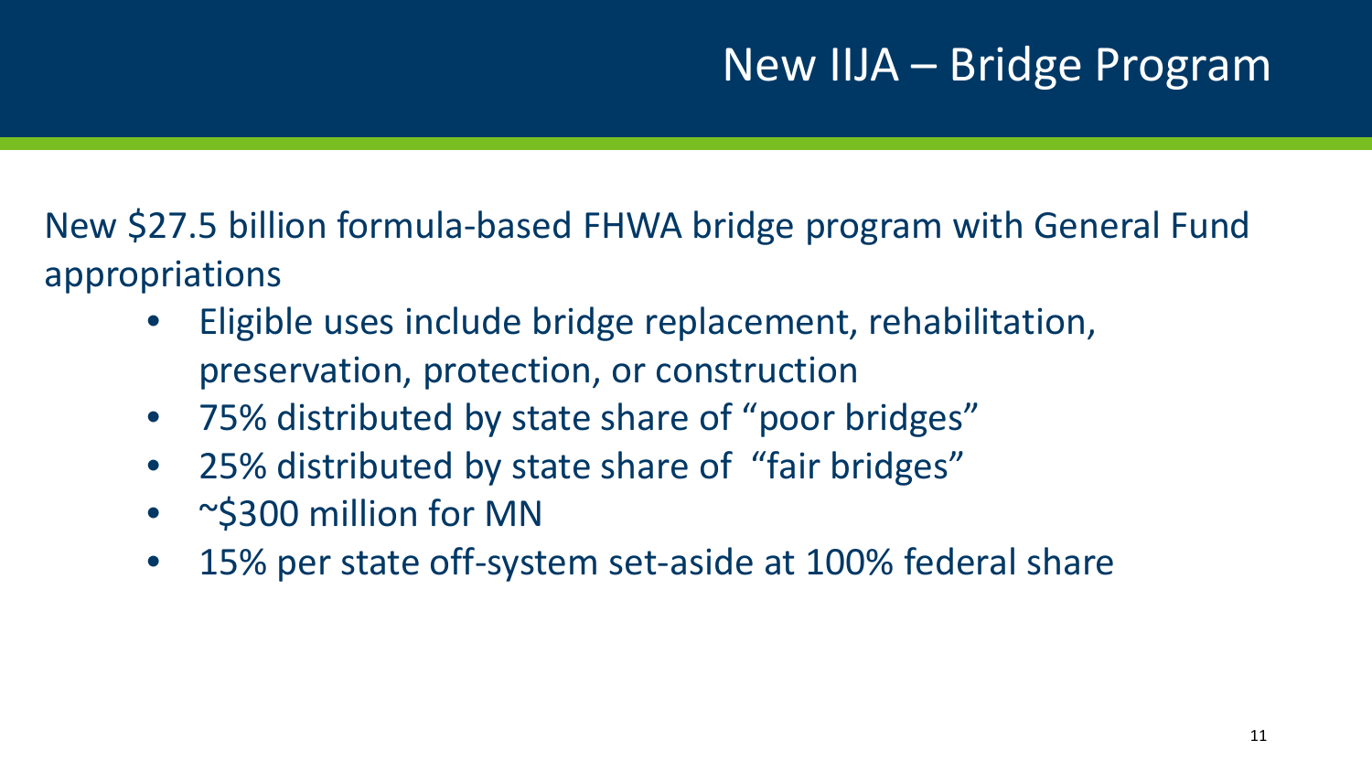# New IIJA – Bridge Program

New $27.5 billion formula-based FHWA bridge program with General Fund appropriations

- Eligible uses include bridge replacement, rehabilitation, preservation, protection, or construction
- 75% distributed by state share of "poor bridges"
- 25% distributed by state share of "fair bridges"
- ~$300 million for MN
- 15% per state off-system set-aside at 100% federal share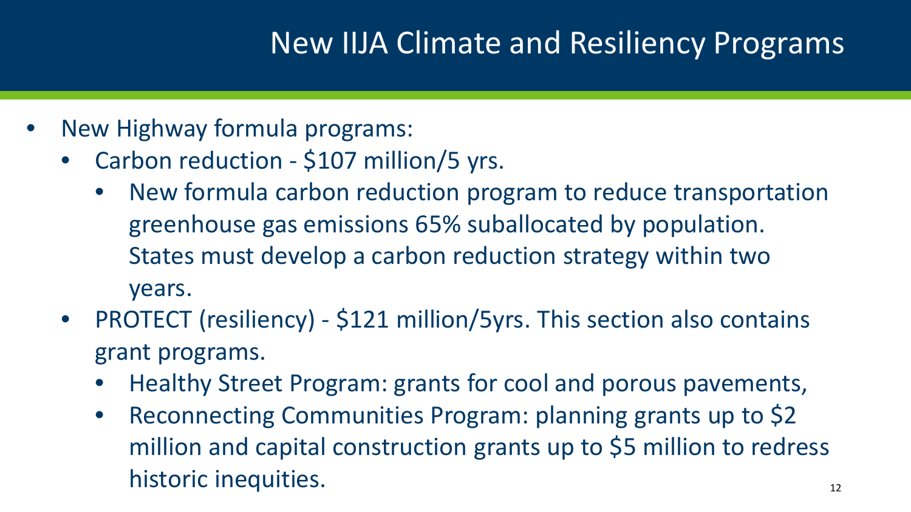# New IIJA Climate and Resiliency Programs

- New Highway formula programs:
  - Carbon reduction - $107 million/5 yrs.
    - New formula carbon reduction program to reduce transportation greenhouse gas emissions 65% suballocated by population. States must develop a carbon reduction strategy within two years.
  - PROTECT (resiliency) - $121 million/5yrs. This section also contains grant programs.
    - Healthy Street Program: grants for cool and porous pavements,
    - Reconnecting Communities Program: planning grants up to $2 million and capital construction grants up to $5 million to redress historic inequities.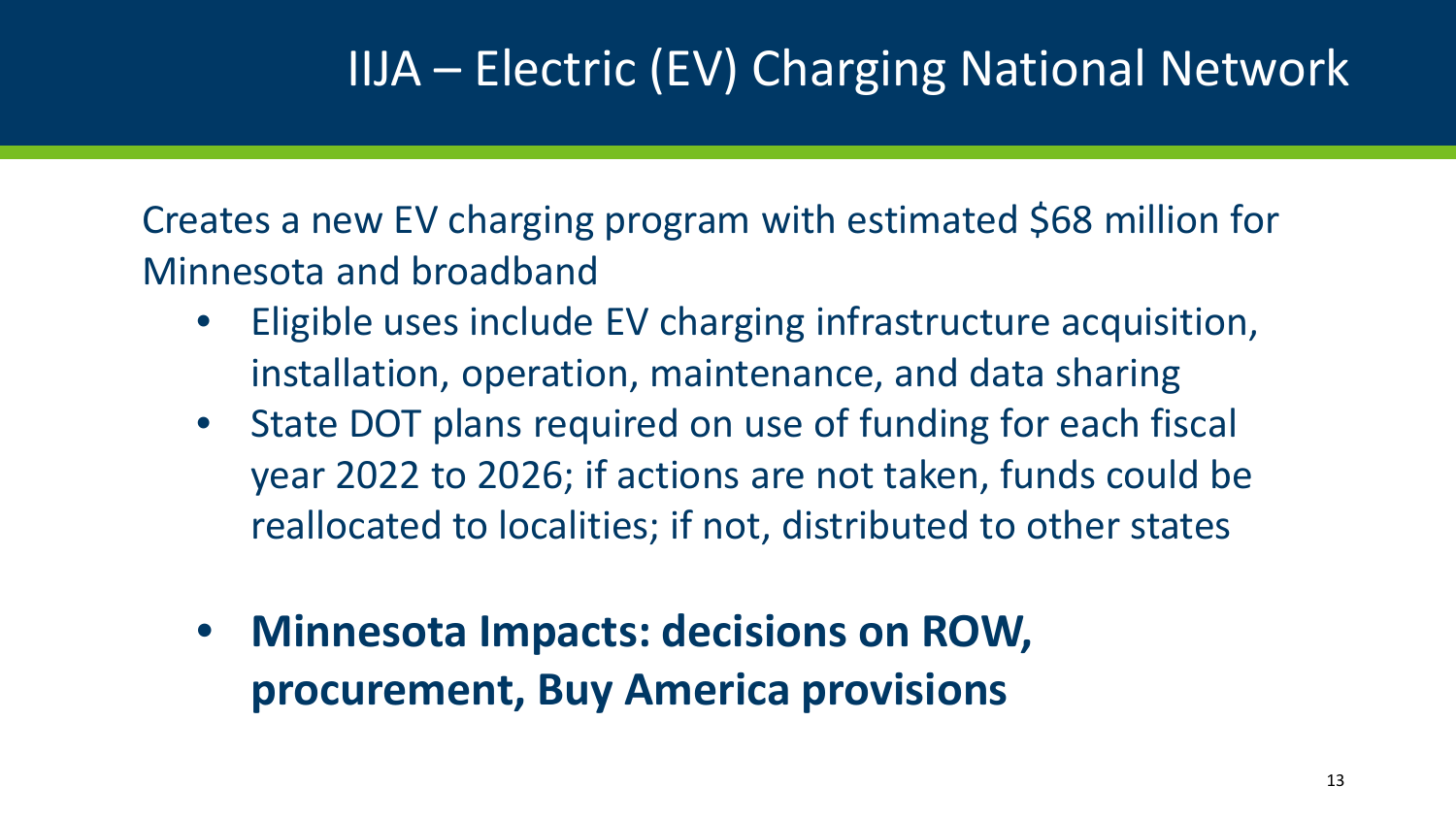# IIJA – Electric (EV) Charging National Network

Creates a new EV charging program with estimated $68 million for Minnesota and broadband

- Eligible uses include EV charging infrastructure acquisition, installation, operation, maintenance, and data sharing
- State DOT plans required on use of funding for each fiscal year 2022 to 2026; if actions are not taken, funds could be reallocated to localities; if not, distributed to other states

- **Minnesota Impacts: decisions on ROW, procurement, Buy America provisions**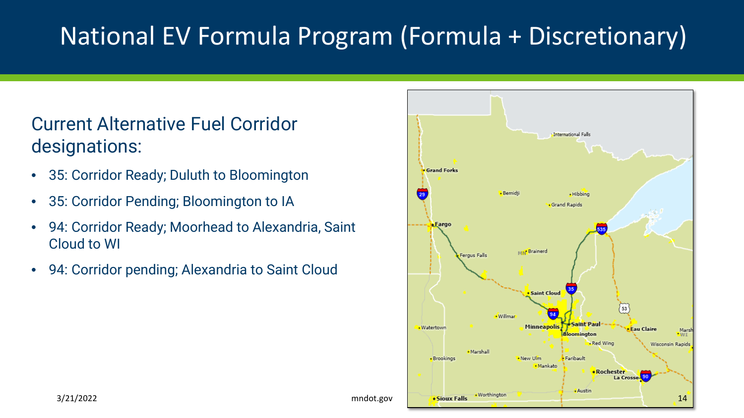# National EV Formula Program (Formula + Discretionary)

## Current Alternative Fuel Corridor designations:

- 35: Corridor Ready; Duluth to Bloomington
- 35: Corridor Pending; Bloomington to IA
- 94: Corridor Ready; Moorhead to Alexandria, Saint Cloud to WI
- 94: Corridor pending; Alexandria to Saint Cloud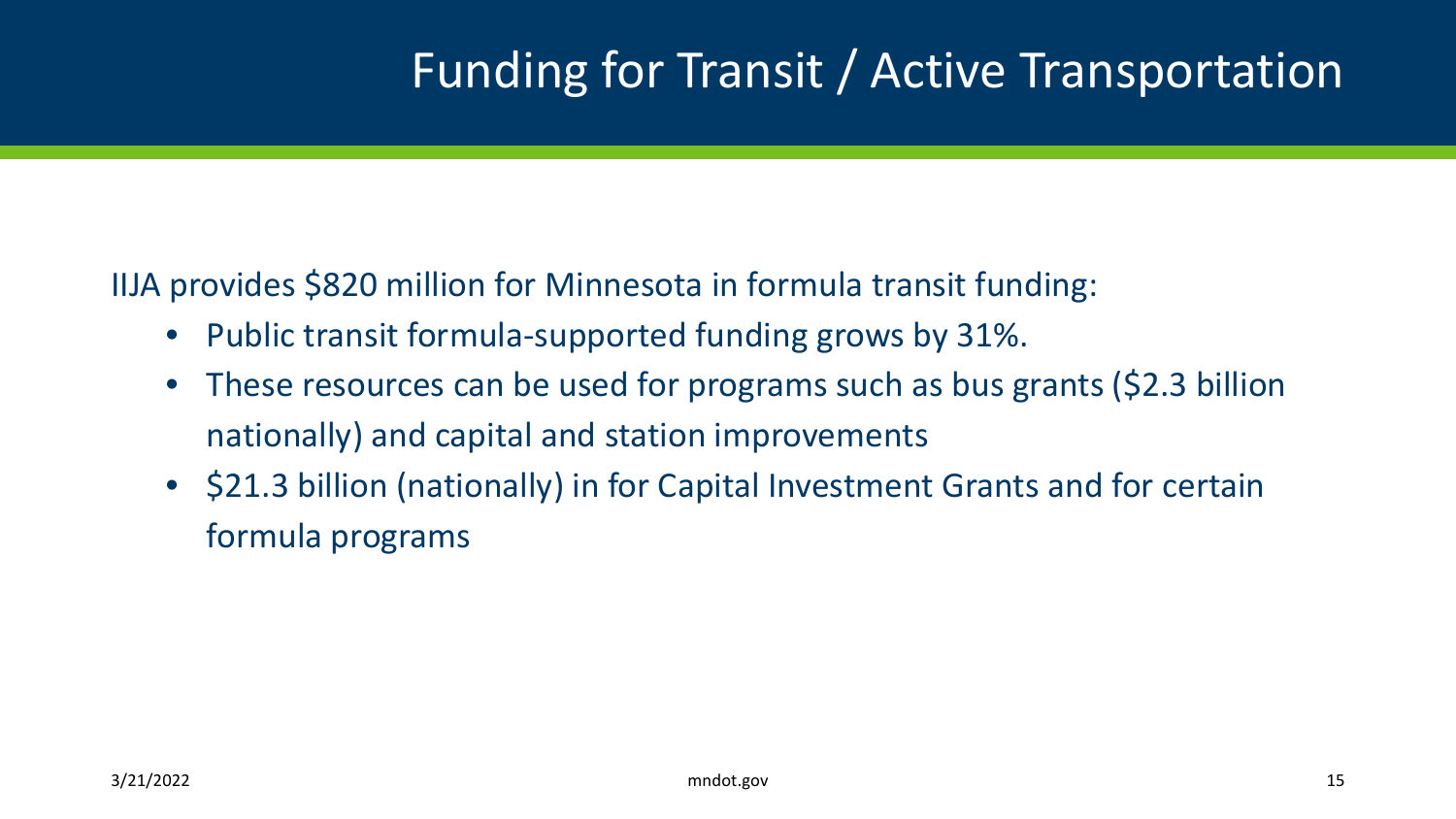# Funding for Transit / Active Transportation

IIJA provides $820 million for Minnesota in formula transit funding:

- Public transit formula-supported funding grows by 31%.
- These resources can be used for programs such as bus grants ($2.3 billion nationally) and capital and station improvements
- $21.3 billion (nationally) in for Capital Investment Grants and for certain formula programs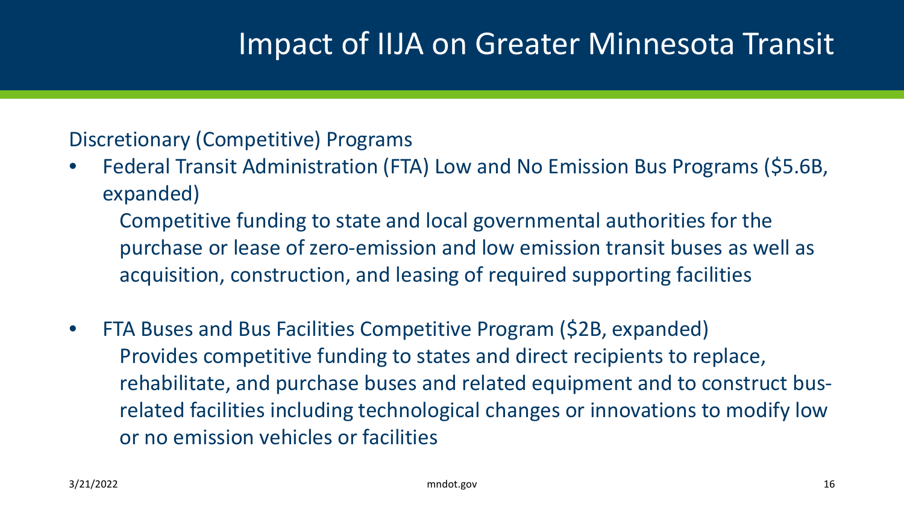# Impact of IIJA on Greater Minnesota Transit

Discretionary (Competitive) Programs

- Federal Transit Administration (FTA) Low and No Emission Bus Programs ($5.6B, expanded)

  Competitive funding to state and local governmental authorities for the purchase or lease of zero-emission and low emission transit buses as well as acquisition, construction, and leasing of required supporting facilities

- FTA Buses and Bus Facilities Competitive Program ($2B, expanded)

  Provides competitive funding to states and direct recipients to replace, rehabilitate, and purchase buses and related equipment and to construct bus-related facilities including technological changes or innovations to modify low or no emission vehicles or facilities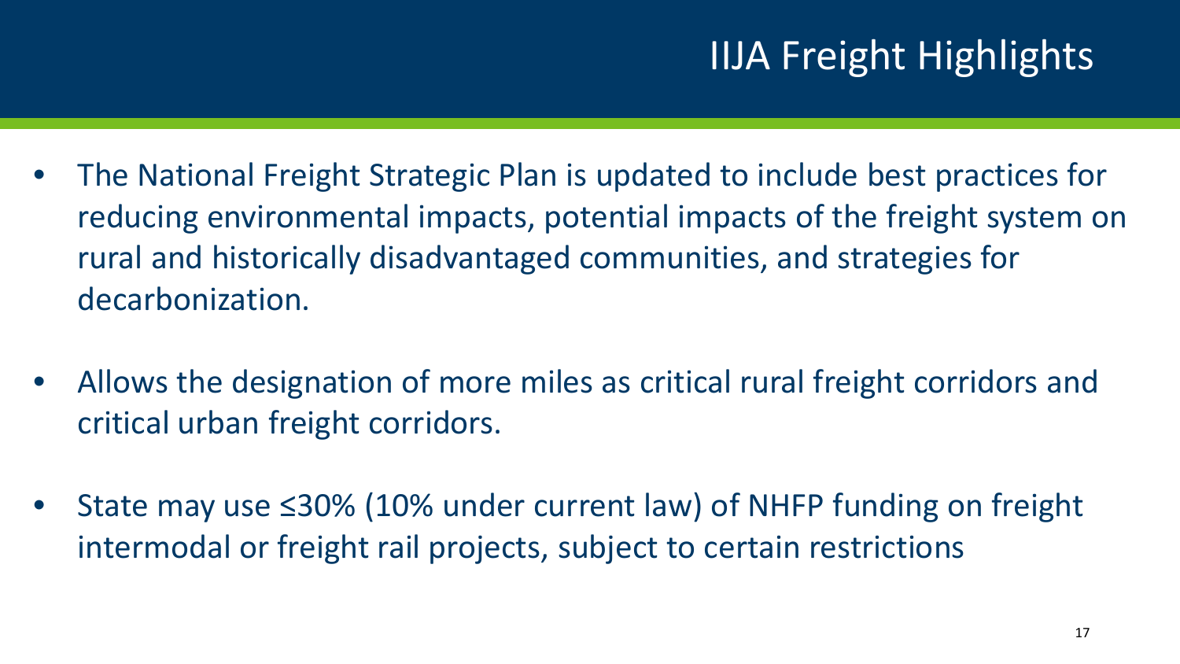# IIJA Freight Highlights

- The National Freight Strategic Plan is updated to include best practices for reducing environmental impacts, potential impacts of the freight system on rural and historically disadvantaged communities, and strategies for decarbonization.
- Allows the designation of more miles as critical rural freight corridors and critical urban freight corridors.
- State may use ≤30% (10% under current law) of NHFP funding on freight intermodal or freight rail projects, subject to certain restrictions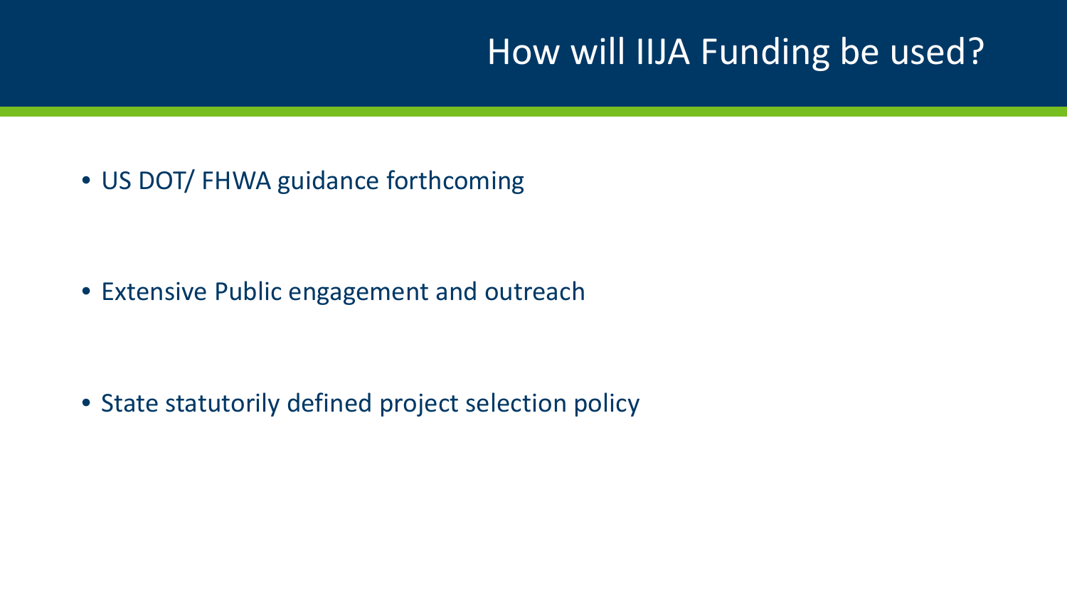# How will IIJA Funding be used?

- US DOT/ FHWA guidance forthcoming
- Extensive Public engagement and outreach
- State statutorily defined project selection policy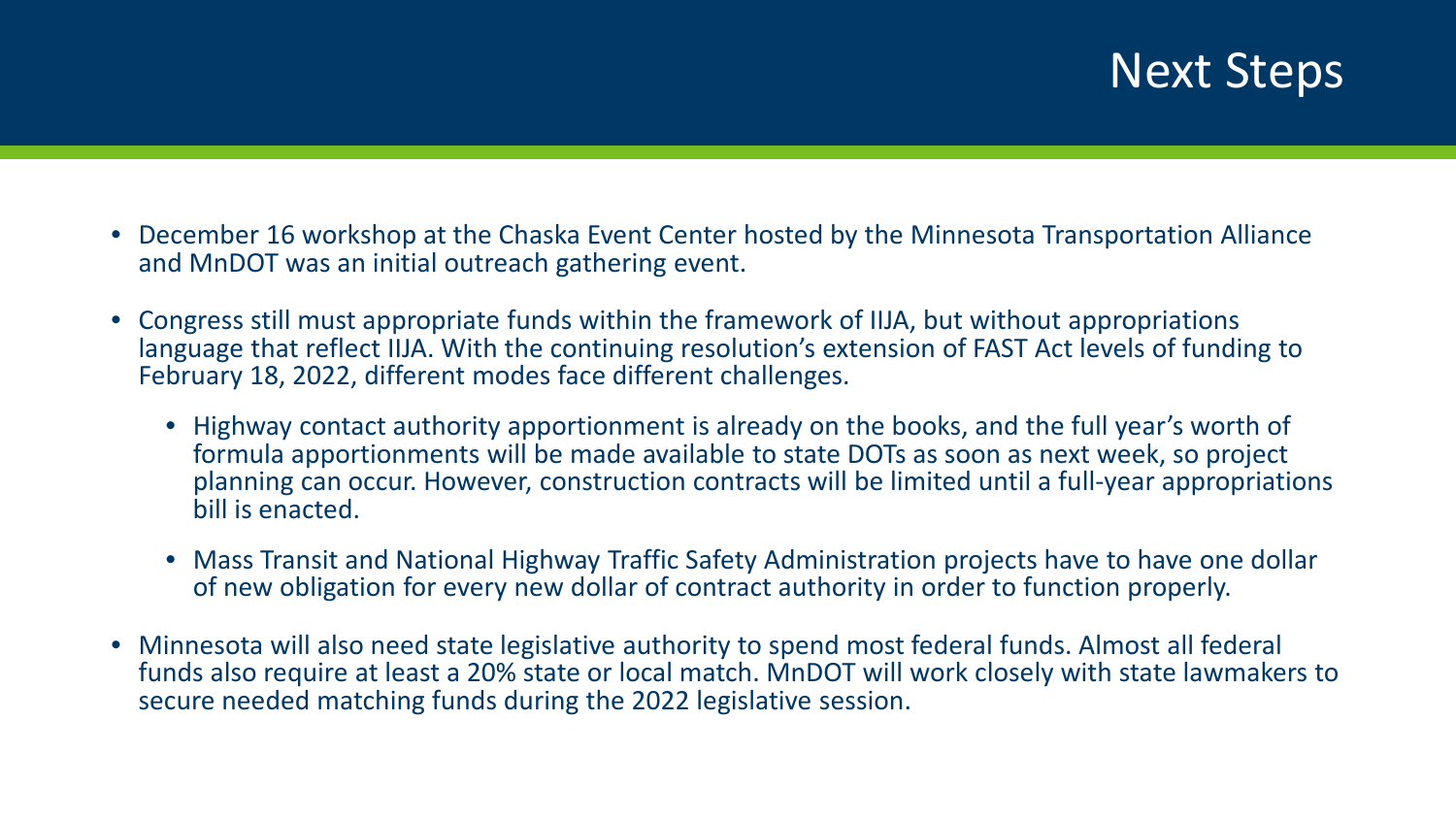# Next Steps

- December 16 workshop at the Chaska Event Center hosted by the Minnesota Transportation Alliance and MnDOT was an initial outreach gathering event.
- Congress still must appropriate funds within the framework of IIJA, but without appropriations language that reflect IIJA. With the continuing resolution's extension of FAST Act levels of funding to February 18, 2022, different modes face different challenges.
  - Highway contact authority apportionment is already on the books, and the full year's worth of formula apportionments will be made available to state DOTs as soon as next week, so project planning can occur. However, construction contracts will be limited until a full-year appropriations bill is enacted.
  - Mass Transit and National Highway Traffic Safety Administration projects have to have one dollar of new obligation for every new dollar of contract authority in order to function properly.
- Minnesota will also need state legislative authority to spend most federal funds. Almost all federal funds also require at least a 20% state or local match. MnDOT will work closely with state lawmakers to secure needed matching funds during the 2022 legislative session.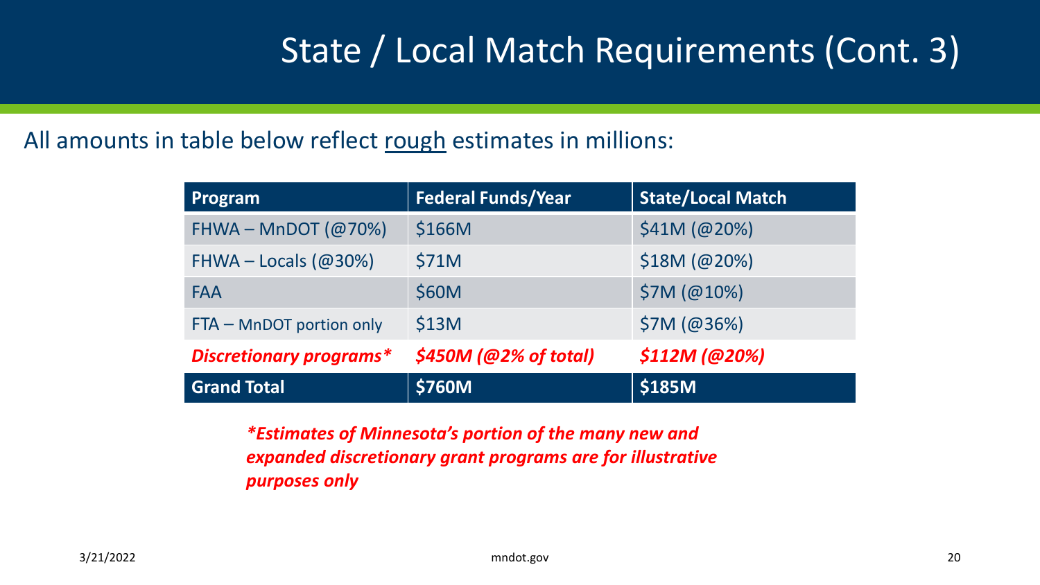# State / Local Match Requirements (Cont. 3)

All amounts in table below reflect <u>rough</u> estimates in millions:

| Program | Federal Funds/Year | State/Local Match |
|---|---|---|
| FHWA – MnDOT (@70%) | $166M | $41M (@20%) |
| FHWA – Locals (@30%) | $71M | $18M (@20%) |
| FAA | $60M | $7M (@10%) |
| FTA – MnDOT portion only | $13M | $7M (@36%) |
| ***Discretionary programs**** | ***$450M (@2% of total)*** | ***$112M (@20%)*** |
| **Grand Total** | **$760M** | **$185M** |

***Estimates of Minnesota's portion of the many new and expanded discretionary grant programs are for illustrative purposes only***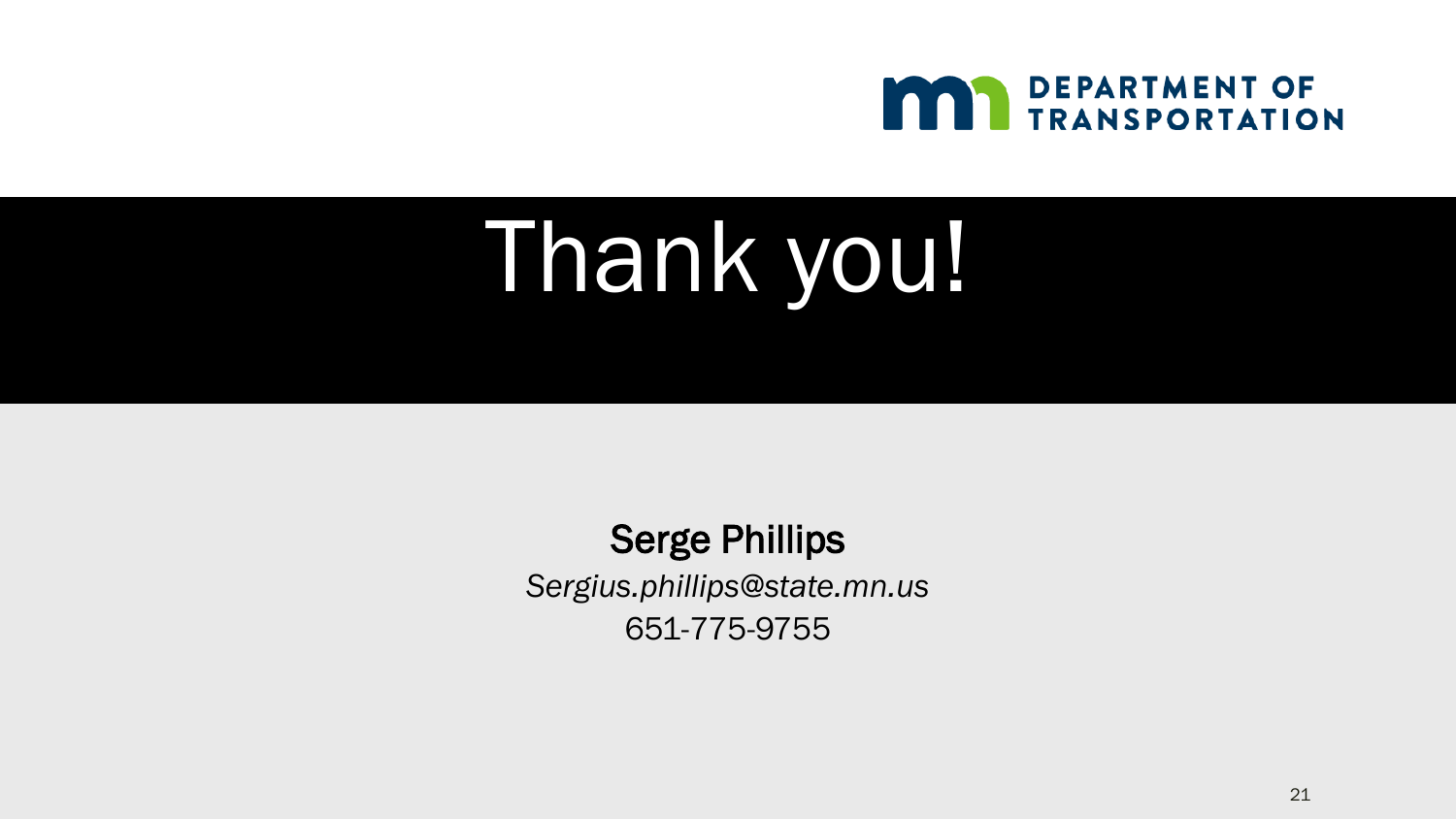DEPARTMENT OF TRANSPORTATION

# Thank you!

**Serge Phillips**

*Sergius.phillips@state.mn.us*

651-775-9755